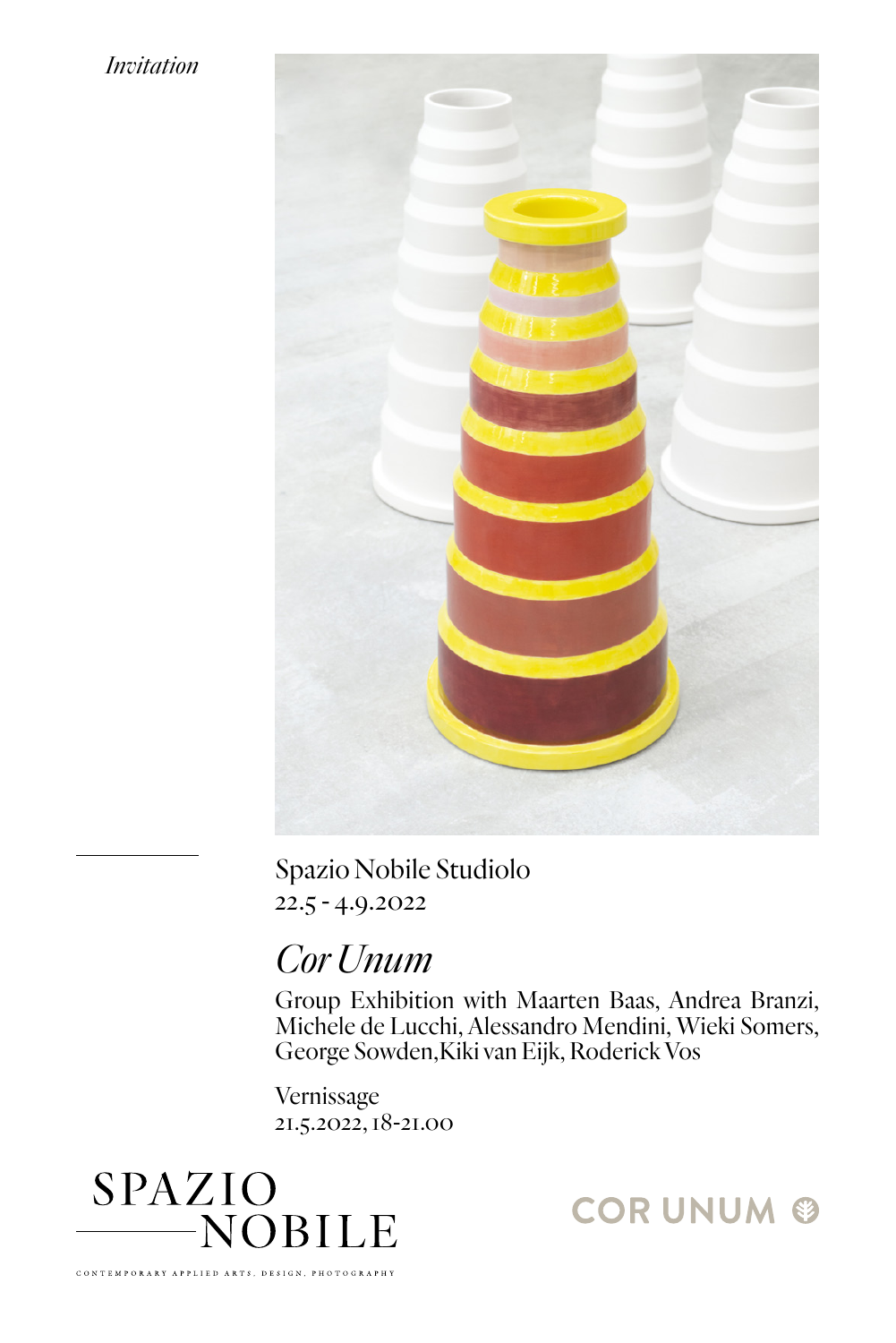*Invitation*

Spazio Nobile Studiolo
22.5 - 4.9.2022

# *Cor Unum*

Group Exhibition with Maarten Baas, Andrea Branzi, Michele de Lucchi, Alessandro Mendini, Wieki Somers, George Sowden,Kiki van Eijk, Roderick Vos

Vernissage
21.5.2022, 18-21.00

SPAZIO NOBILE

CONTEMPORARY APPLIED ARTS, DESIGN, PHOTOGRAPHY

COR UNUM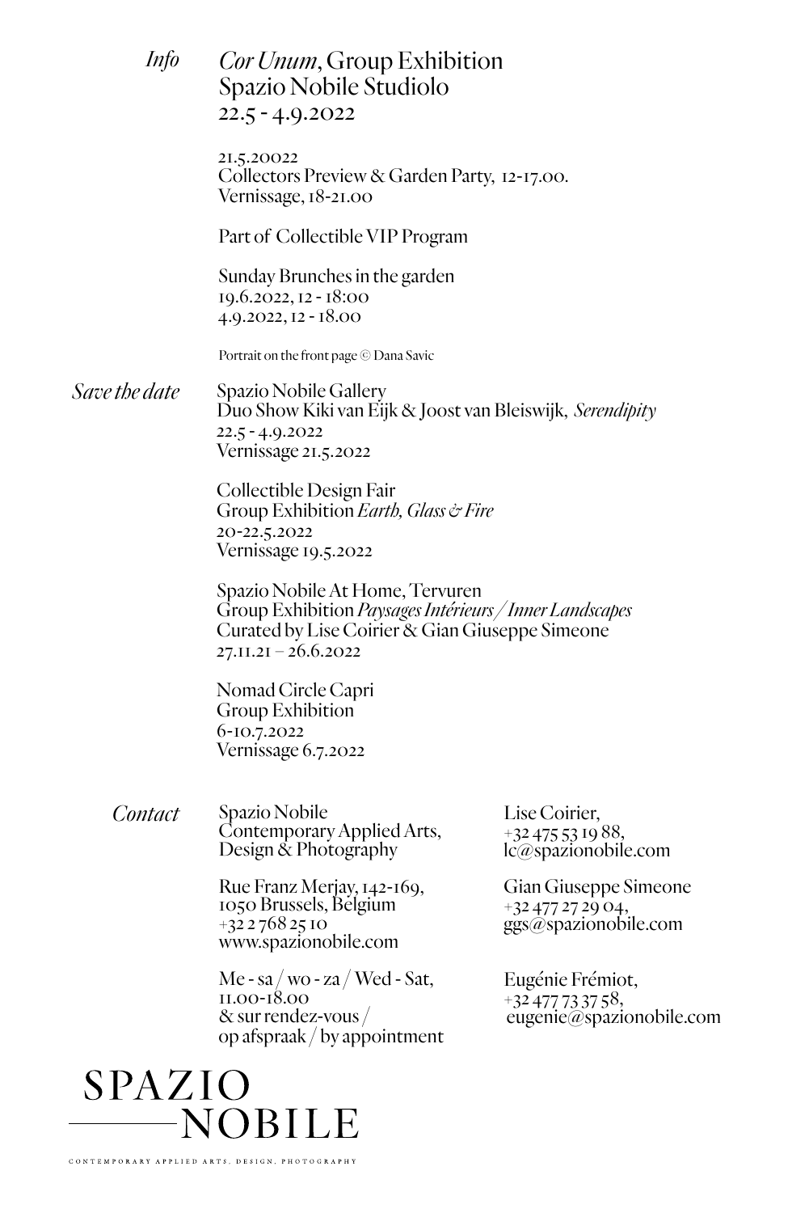*Info*

*Cor Unum*, Group Exhibition
Spazio Nobile Studiolo
22.5 - 4.9.2022

21.5.20022
Collectors Preview & Garden Party, 12-17.00.
Vernissage, 18-21.00

Part of Collectible VIP Program

Sunday Brunches in the garden
19.6.2022, 12 - 18:00
4.9.2022, 12 - 18.00

Portrait on the front page © Dana Savic

*Save the date*

Spazio Nobile Gallery
Duo Show Kiki van Eijk & Joost van Bleiswijk, *Serendipity*
22.5 - 4.9.2022
Vernissage 21.5.2022

Collectible Design Fair
Group Exhibition *Earth, Glass & Fire*
20-22.5.2022
Vernissage 19.5.2022

Spazio Nobile At Home, Tervuren
Group Exhibition *Paysages Intérieurs / Inner Landscapes*
Curated by Lise Coirier & Gian Giuseppe Simeone
27.11.21 – 26.6.2022

Nomad Circle Capri
Group Exhibition
6-10.7.2022
Vernissage 6.7.2022

*Contact*

Spazio Nobile
Contemporary Applied Arts,
Design & Photography

Rue Franz Merjay, 142-169,
1050 Brussels, Belgium
+32 2 768 25 10
www.spazionobile.com

Me - sa / wo - za / Wed - Sat,
11.00-18.00
& sur rendez-vous /
op afspraak / by appointment

Lise Coirier,
+32 475 53 19 88,
lc@spazionobile.com

Gian Giuseppe Simeone
+32 477 27 29 04,
ggs@spazionobile.com

Eugénie Frémiot,
+32 477 73 37 58,
eugenie@spazionobile.com

SPAZIO
NOBILE

CONTEMPORARY APPLIED ARTS, DESIGN, PHOTOGRAPHY